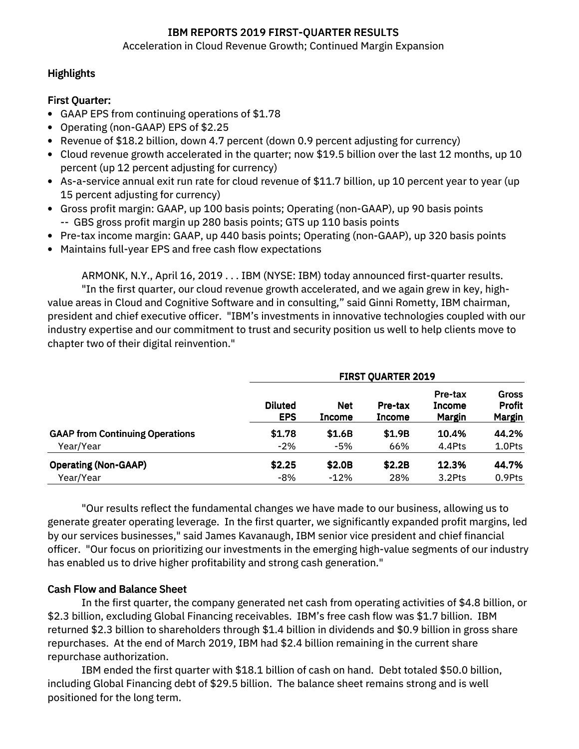# IBM REPORTS 2019 FIRST-QUARTER RESULTS

Acceleration in Cloud Revenue Growth; Continued Margin Expansion

## Highlights

### First Quarter:

- GAAP EPS from continuing operations of $1.78
- Operating (non-GAAP) EPS of $2.25
- Revenue of $18.2 billion, down 4.7 percent (down 0.9 percent adjusting for currency)
- Cloud revenue growth accelerated in the quarter; now $19.5 billion over the last 12 months, up 10 percent (up 12 percent adjusting for currency)
- As-a-service annual exit run rate for cloud revenue of $11.7 billion, up 10 percent year to year (up 15 percent adjusting for currency)
- Gross profit margin: GAAP, up 100 basis points; Operating (non-GAAP), up 90 basis points
  -- GBS gross profit margin up 280 basis points; GTS up 110 basis points
- Pre-tax income margin: GAAP, up 440 basis points; Operating (non-GAAP), up 320 basis points
- Maintains full-year EPS and free cash flow expectations

ARMONK, N.Y., April 16, 2019 . . . IBM (NYSE: IBM) today announced first-quarter results.

"In the first quarter, our cloud revenue growth accelerated, and we again grew in key, high-value areas in Cloud and Cognitive Software and in consulting," said Ginni Rometty, IBM chairman, president and chief executive officer. "IBM's investments in innovative technologies coupled with our industry expertise and our commitment to trust and security position us well to help clients move to chapter two of their digital reinvention."

| | FIRST QUARTER 2019 | | | | |
|---|---|---|---|---|---|
| | **Diluted EPS** | **Net Income** | **Pre-tax Income** | **Pre-tax Income Margin** | **Gross Profit Margin** |
| **GAAP from Continuing Operations** | **$1.78** | **$1.6B** | **$1.9B** | **10.4%** | **44.2%** |
| Year/Year | -2% | -5% | 66% | 4.4Pts | 1.0Pts |
| **Operating (Non-GAAP)** | **$2.25** | **$2.0B** | **$2.2B** | **12.3%** | **44.7%** |
| Year/Year | -8% | -12% | 28% | 3.2Pts | 0.9Pts |

"Our results reflect the fundamental changes we have made to our business, allowing us to generate greater operating leverage. In the first quarter, we significantly expanded profit margins, led by our services businesses," said James Kavanaugh, IBM senior vice president and chief financial officer. "Our focus on prioritizing our investments in the emerging high-value segments of our industry has enabled us to drive higher profitability and strong cash generation."

### Cash Flow and Balance Sheet

In the first quarter, the company generated net cash from operating activities of $4.8 billion, or $2.3 billion, excluding Global Financing receivables. IBM's free cash flow was $1.7 billion. IBM returned $2.3 billion to shareholders through $1.4 billion in dividends and $0.9 billion in gross share repurchases. At the end of March 2019, IBM had $2.4 billion remaining in the current share repurchase authorization.

IBM ended the first quarter with $18.1 billion of cash on hand. Debt totaled $50.0 billion, including Global Financing debt of $29.5 billion. The balance sheet remains strong and is well positioned for the long term.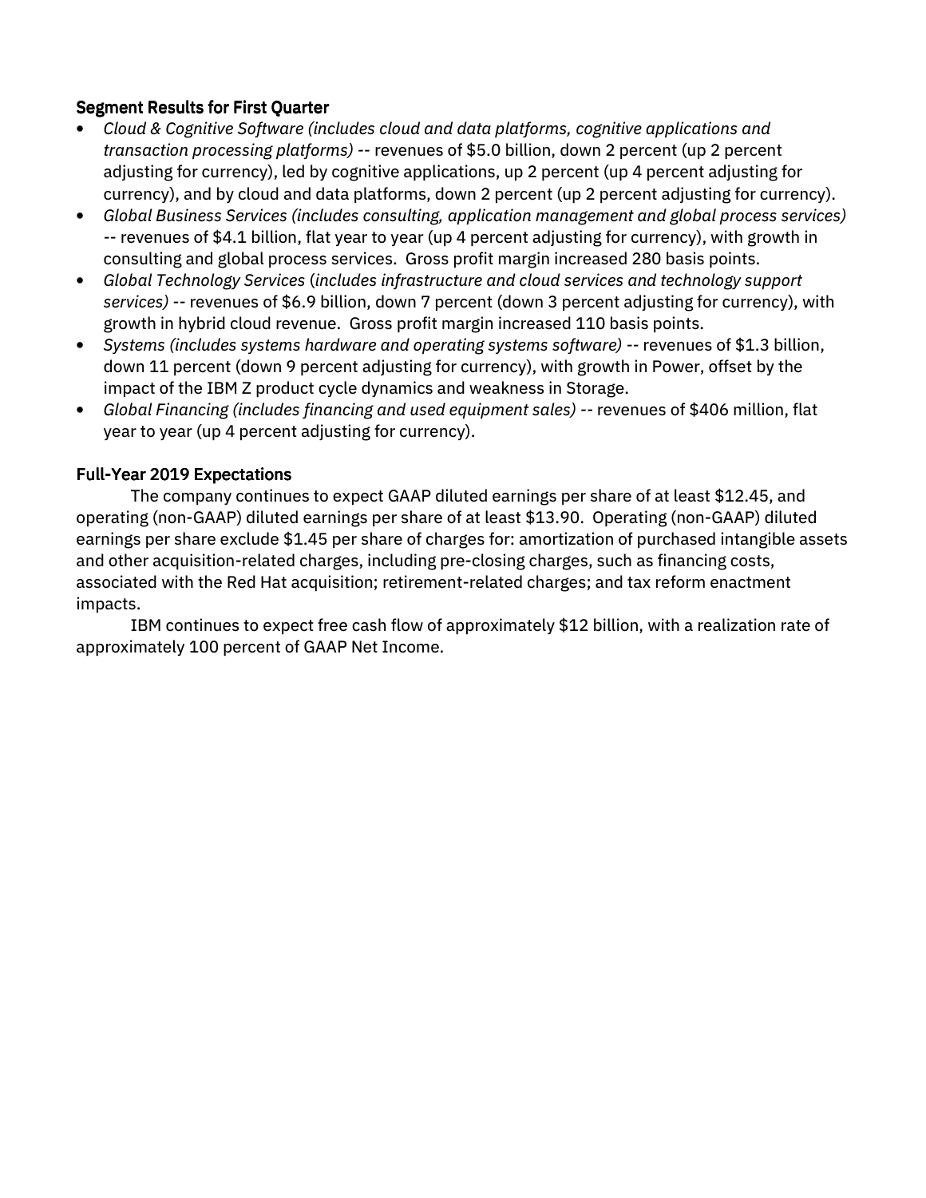## Segment Results for First Quarter

- *Cloud & Cognitive Software (includes cloud and data platforms, cognitive applications and transaction processing platforms)* -- revenues of $5.0 billion, down 2 percent (up 2 percent adjusting for currency), led by cognitive applications, up 2 percent (up 4 percent adjusting for currency), and by cloud and data platforms, down 2 percent (up 2 percent adjusting for currency).
- *Global Business Services (includes consulting, application management and global process services)* -- revenues of $4.1 billion, flat year to year (up 4 percent adjusting for currency), with growth in consulting and global process services. Gross profit margin increased 280 basis points.
- *Global Technology Services (includes infrastructure and cloud services and technology support services)* -- revenues of $6.9 billion, down 7 percent (down 3 percent adjusting for currency), with growth in hybrid cloud revenue. Gross profit margin increased 110 basis points.
- *Systems (includes systems hardware and operating systems software)* -- revenues of $1.3 billion, down 11 percent (down 9 percent adjusting for currency), with growth in Power, offset by the impact of the IBM Z product cycle dynamics and weakness in Storage.
- *Global Financing (includes financing and used equipment sales)* -- revenues of $406 million, flat year to year (up 4 percent adjusting for currency).

## Full-Year 2019 Expectations

The company continues to expect GAAP diluted earnings per share of at least $12.45, and operating (non-GAAP) diluted earnings per share of at least $13.90. Operating (non-GAAP) diluted earnings per share exclude $1.45 per share of charges for: amortization of purchased intangible assets and other acquisition-related charges, including pre-closing charges, such as financing costs, associated with the Red Hat acquisition; retirement-related charges; and tax reform enactment impacts.

IBM continues to expect free cash flow of approximately $12 billion, with a realization rate of approximately 100 percent of GAAP Net Income.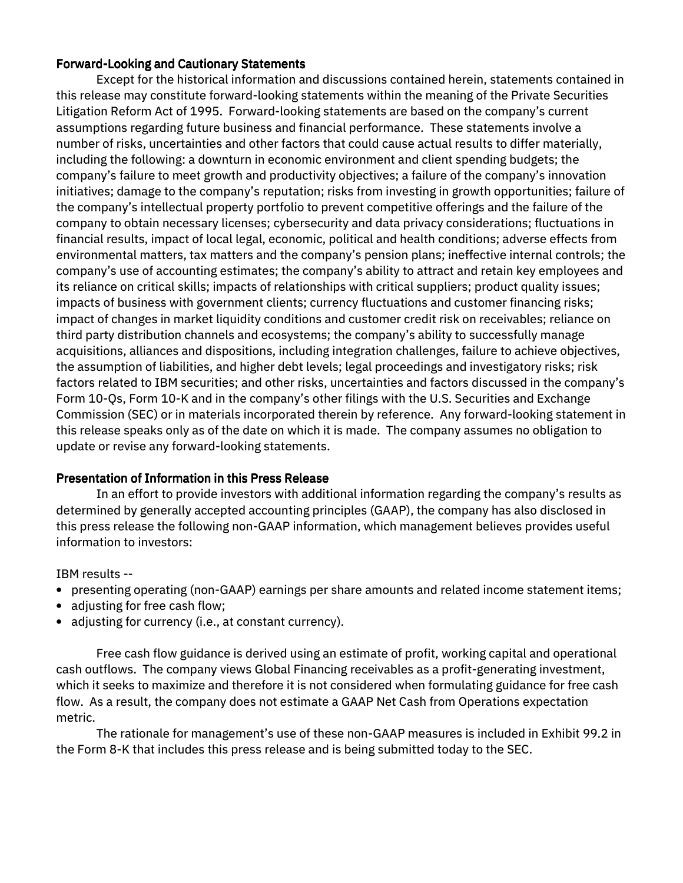## Forward-Looking and Cautionary Statements

Except for the historical information and discussions contained herein, statements contained in this release may constitute forward-looking statements within the meaning of the Private Securities Litigation Reform Act of 1995. Forward-looking statements are based on the company's current assumptions regarding future business and financial performance. These statements involve a number of risks, uncertainties and other factors that could cause actual results to differ materially, including the following: a downturn in economic environment and client spending budgets; the company's failure to meet growth and productivity objectives; a failure of the company's innovation initiatives; damage to the company's reputation; risks from investing in growth opportunities; failure of the company's intellectual property portfolio to prevent competitive offerings and the failure of the company to obtain necessary licenses; cybersecurity and data privacy considerations; fluctuations in financial results, impact of local legal, economic, political and health conditions; adverse effects from environmental matters, tax matters and the company's pension plans; ineffective internal controls; the company's use of accounting estimates; the company's ability to attract and retain key employees and its reliance on critical skills; impacts of relationships with critical suppliers; product quality issues; impacts of business with government clients; currency fluctuations and customer financing risks; impact of changes in market liquidity conditions and customer credit risk on receivables; reliance on third party distribution channels and ecosystems; the company's ability to successfully manage acquisitions, alliances and dispositions, including integration challenges, failure to achieve objectives, the assumption of liabilities, and higher debt levels; legal proceedings and investigatory risks; risk factors related to IBM securities; and other risks, uncertainties and factors discussed in the company's Form 10-Qs, Form 10-K and in the company's other filings with the U.S. Securities and Exchange Commission (SEC) or in materials incorporated therein by reference. Any forward-looking statement in this release speaks only as of the date on which it is made. The company assumes no obligation to update or revise any forward-looking statements.

## Presentation of Information in this Press Release

In an effort to provide investors with additional information regarding the company's results as determined by generally accepted accounting principles (GAAP), the company has also disclosed in this press release the following non-GAAP information, which management believes provides useful information to investors:

IBM results --

- presenting operating (non-GAAP) earnings per share amounts and related income statement items;
- adjusting for free cash flow;
- adjusting for currency (i.e., at constant currency).

Free cash flow guidance is derived using an estimate of profit, working capital and operational cash outflows. The company views Global Financing receivables as a profit-generating investment, which it seeks to maximize and therefore it is not considered when formulating guidance for free cash flow. As a result, the company does not estimate a GAAP Net Cash from Operations expectation metric.

The rationale for management's use of these non-GAAP measures is included in Exhibit 99.2 in the Form 8-K that includes this press release and is being submitted today to the SEC.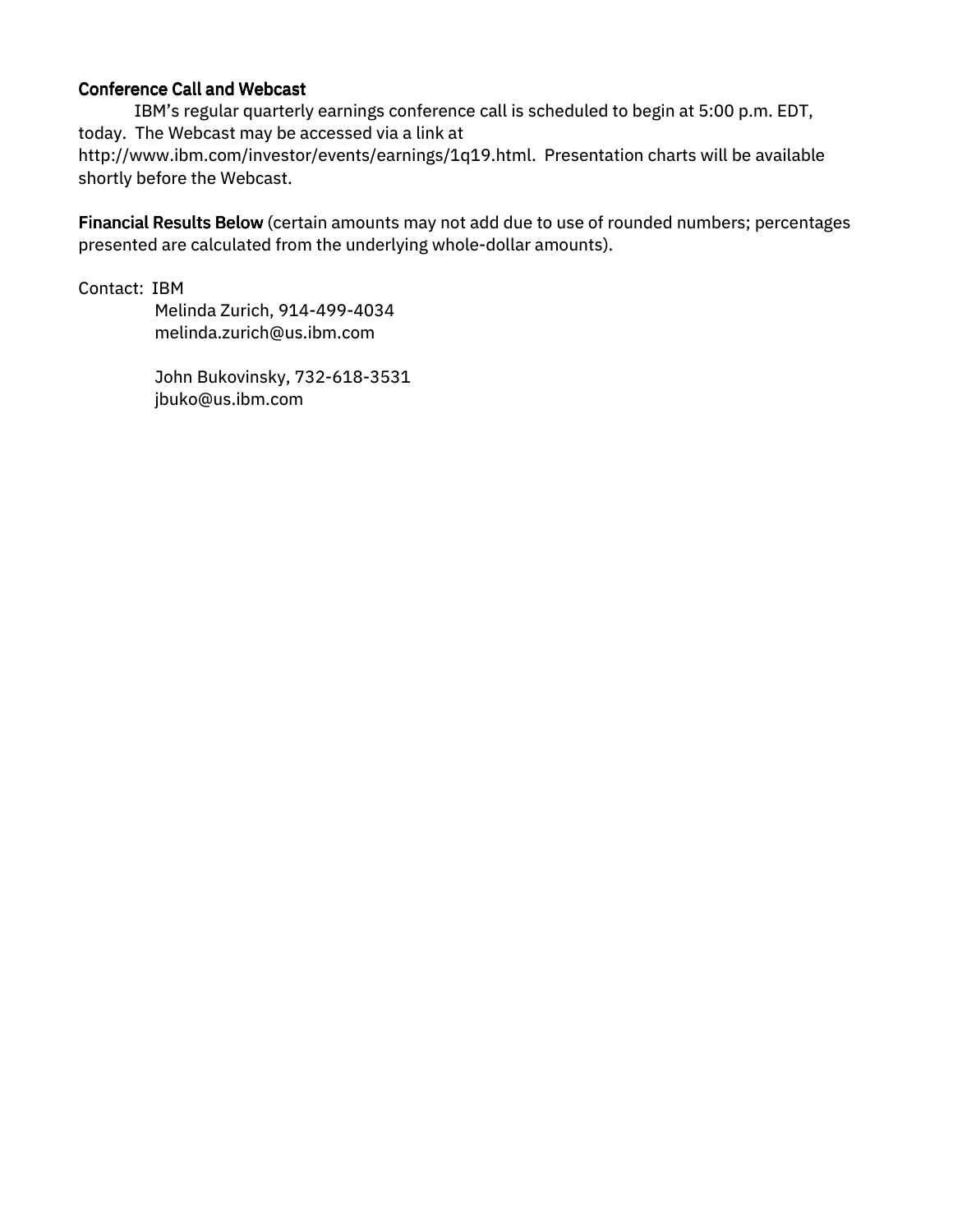**Conference Call and Webcast**

IBM's regular quarterly earnings conference call is scheduled to begin at 5:00 p.m. EDT, today. The Webcast may be accessed via a link at http://www.ibm.com/investor/events/earnings/1q19.html. Presentation charts will be available shortly before the Webcast.

**Financial Results Below** (certain amounts may not add due to use of rounded numbers; percentages presented are calculated from the underlying whole-dollar amounts).

Contact: IBM

Melinda Zurich, 914-499-4034
melinda.zurich@us.ibm.com

John Bukovinsky, 732-618-3531
jbuko@us.ibm.com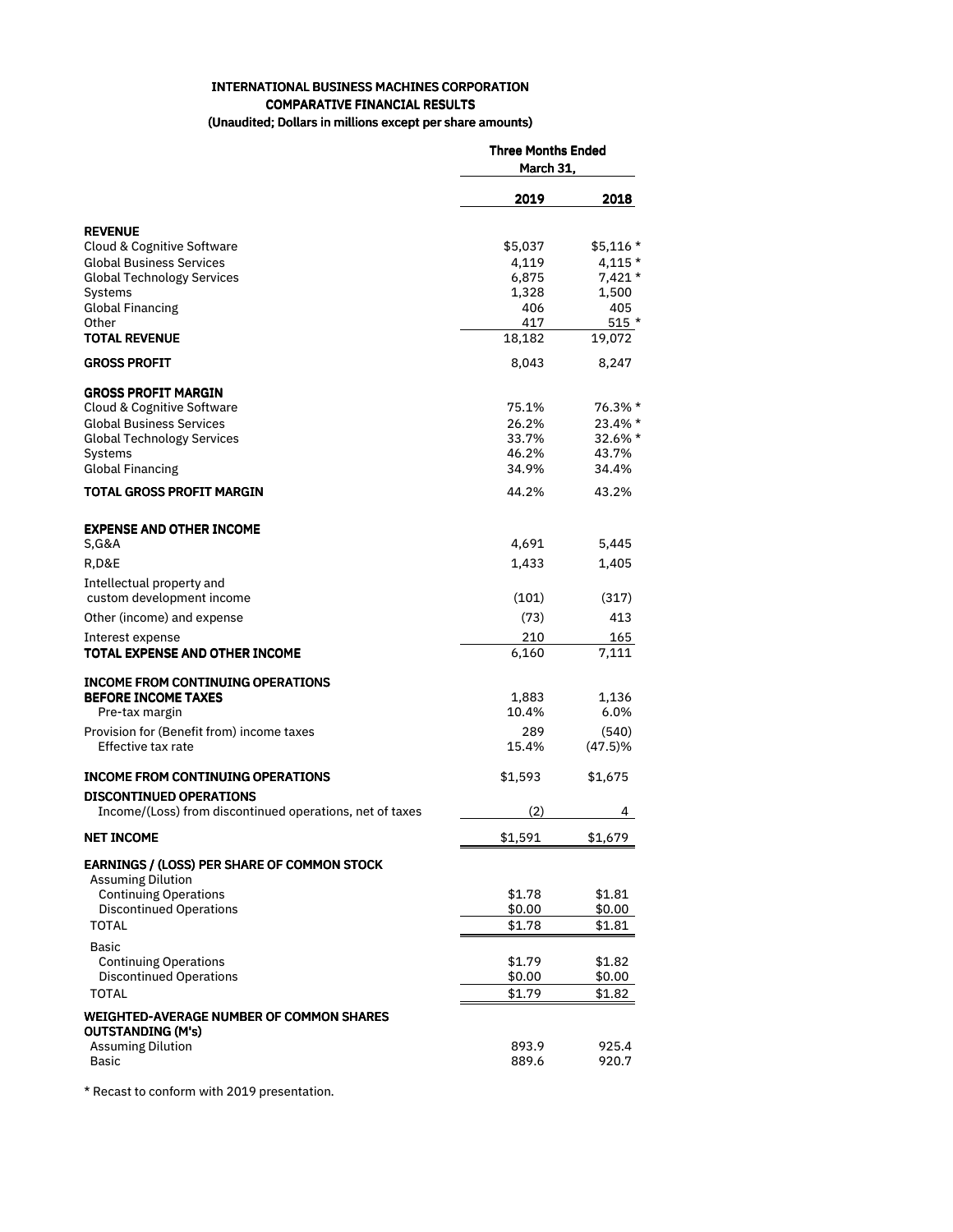**INTERNATIONAL BUSINESS MACHINES CORPORATION**
**COMPARATIVE FINANCIAL RESULTS**
**(Unaudited; Dollars in millions except per share amounts)**

| | Three Months Ended March 31, | |
|---|---|---|
| | **2019** | **2018** |
| **REVENUE** | | |
| Cloud & Cognitive Software | $5,037 | $5,116 * |
| Global Business Services | 4,119 | 4,115 * |
| Global Technology Services | 6,875 | 7,421 * |
| Systems | 1,328 | 1,500 |
| Global Financing | 406 | 405 |
| Other | 417 | 515 * |
| **TOTAL REVENUE** | 18,182 | 19,072 |
| **GROSS PROFIT** | 8,043 | 8,247 |
| **GROSS PROFIT MARGIN** | | |
| Cloud & Cognitive Software | 75.1% | 76.3% * |
| Global Business Services | 26.2% | 23.4% * |
| Global Technology Services | 33.7% | 32.6% * |
| Systems | 46.2% | 43.7% |
| Global Financing | 34.9% | 34.4% |
| **TOTAL GROSS PROFIT MARGIN** | 44.2% | 43.2% |
| **EXPENSE AND OTHER INCOME** | | |
| S,G&A | 4,691 | 5,445 |
| R,D&E | 1,433 | 1,405 |
| Intellectual property and custom development income | (101) | (317) |
| Other (income) and expense | (73) | 413 |
| Interest expense | 210 | 165 |
| **TOTAL EXPENSE AND OTHER INCOME** | 6,160 | 7,111 |
| **INCOME FROM CONTINUING OPERATIONS BEFORE INCOME TAXES** | 1,883 | 1,136 |
| Pre-tax margin | 10.4% | 6.0% |
| Provision for (Benefit from) income taxes | 289 | (540) |
| Effective tax rate | 15.4% | (47.5)% |
| **INCOME FROM CONTINUING OPERATIONS** | $1,593 | $1,675 |
| **DISCONTINUED OPERATIONS** | | |
| Income/(Loss) from discontinued operations, net of taxes | (2) | 4 |
| **NET INCOME** | $1,591 | $1,679 |
| **EARNINGS / (LOSS) PER SHARE OF COMMON STOCK** | | |
| Assuming Dilution | | |
| Continuing Operations | $1.78 | $1.81 |
| Discontinued Operations | $0.00 | $0.00 |
| TOTAL | $1.78 | $1.81 |
| Basic | | |
| Continuing Operations | $1.79 | $1.82 |
| Discontinued Operations | $0.00 | $0.00 |
| TOTAL | $1.79 | $1.82 |
| **WEIGHTED-AVERAGE NUMBER OF COMMON SHARES OUTSTANDING (M's)** | | |
| Assuming Dilution | 893.9 | 925.4 |
| Basic | 889.6 | 920.7 |

* Recast to conform with 2019 presentation.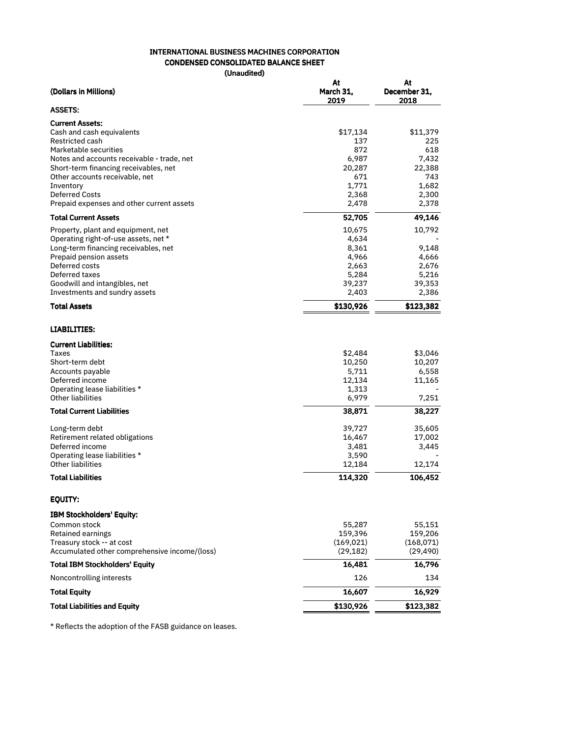# INTERNATIONAL BUSINESS MACHINES CORPORATION
## CONDENSED CONSOLIDATED BALANCE SHEET
### (Unaudited)

| (Dollars in Millions) | At March 31, 2019 | At December 31, 2018 |
|---|---|---|
| **ASSETS:** | | |
| **Current Assets:** | | |
| Cash and cash equivalents | $17,134 | $11,379 |
| Restricted cash | 137 | 225 |
| Marketable securities | 872 | 618 |
| Notes and accounts receivable - trade, net | 6,987 | 7,432 |
| Short-term financing receivables, net | 20,287 | 22,388 |
| Other accounts receivable, net | 671 | 743 |
| Inventory | 1,771 | 1,682 |
| Deferred Costs | 2,368 | 2,300 |
| Prepaid expenses and other current assets | 2,478 | 2,378 |
| **Total Current Assets** | **52,705** | **49,146** |
| Property, plant and equipment, net | 10,675 | 10,792 |
| Operating right-of-use assets, net * | 4,634 | - |
| Long-term financing receivables, net | 8,361 | 9,148 |
| Prepaid pension assets | 4,966 | 4,666 |
| Deferred costs | 2,663 | 2,676 |
| Deferred taxes | 5,284 | 5,216 |
| Goodwill and intangibles, net | 39,237 | 39,353 |
| Investments and sundry assets | 2,403 | 2,386 |
| **Total Assets** | **$130,926** | **$123,382** |
| **LIABILITIES:** | | |
| **Current Liabilities:** | | |
| Taxes | $2,484 | $3,046 |
| Short-term debt | 10,250 | 10,207 |
| Accounts payable | 5,711 | 6,558 |
| Deferred income | 12,134 | 11,165 |
| Operating lease liabilities * | 1,313 | - |
| Other liabilities | 6,979 | 7,251 |
| **Total Current Liabilities** | **38,871** | **38,227** |
| Long-term debt | 39,727 | 35,605 |
| Retirement related obligations | 16,467 | 17,002 |
| Deferred income | 3,481 | 3,445 |
| Operating lease liabilities * | 3,590 | - |
| Other liabilities | 12,184 | 12,174 |
| **Total Liabilities** | **114,320** | **106,452** |
| **EQUITY:** | | |
| **IBM Stockholders' Equity:** | | |
| Common stock | 55,287 | 55,151 |
| Retained earnings | 159,396 | 159,206 |
| Treasury stock -- at cost | (169,021) | (168,071) |
| Accumulated other comprehensive income/(loss) | (29,182) | (29,490) |
| **Total IBM Stockholders' Equity** | **16,481** | **16,796** |
| Noncontrolling interests | 126 | 134 |
| **Total Equity** | **16,607** | **16,929** |
| **Total Liabilities and Equity** | **$130,926** | **$123,382** |

* Reflects the adoption of the FASB guidance on leases.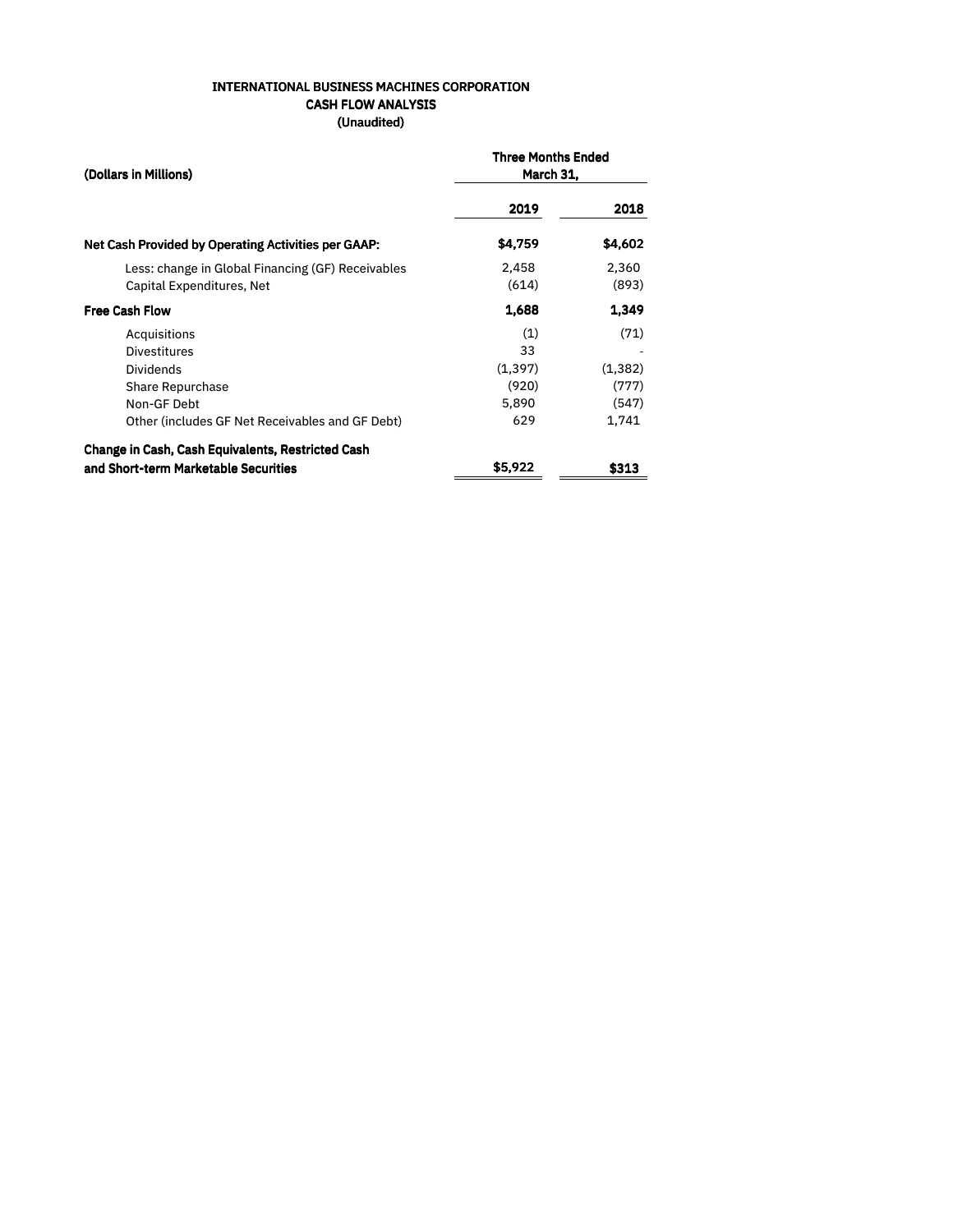# INTERNATIONAL BUSINESS MACHINES CORPORATION
## CASH FLOW ANALYSIS
### (Unaudited)

| (Dollars in Millions) | Three Months Ended March 31, | |
|---|---|---|
| | **2019** | **2018** |
| **Net Cash Provided by Operating Activities per GAAP:** | **$4,759** | **$4,602** |
| Less: change in Global Financing (GF) Receivables | 2,458 | 2,360 |
| Capital Expenditures, Net | (614) | (893) |
| **Free Cash Flow** | **1,688** | **1,349** |
| Acquisitions | (1) | (71) |
| Divestitures | 33 | - |
| Dividends | (1,397) | (1,382) |
| Share Repurchase | (920) | (777) |
| Non-GF Debt | 5,890 | (547) |
| Other (includes GF Net Receivables and GF Debt) | 629 | 1,741 |
| **Change in Cash, Cash Equivalents, Restricted Cash and Short-term Marketable Securities** | **$5,922** | **$313** |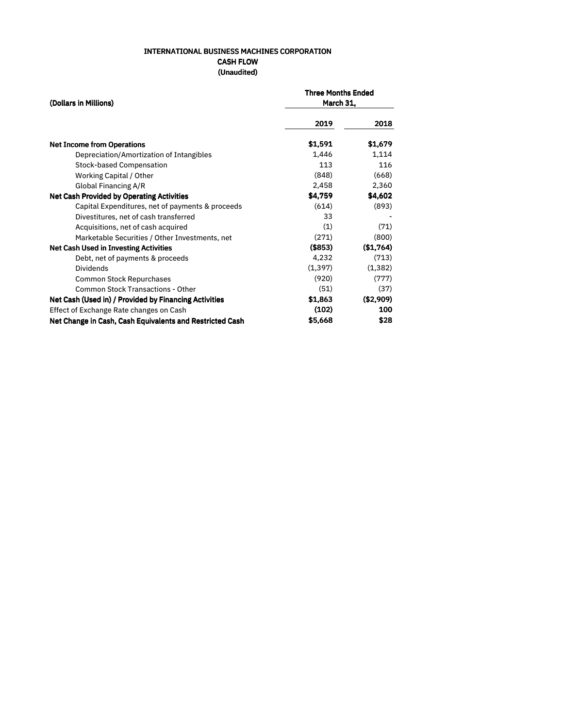**INTERNATIONAL BUSINESS MACHINES CORPORATION**
**CASH FLOW**
**(Unaudited)**

| (Dollars in Millions) | Three Months Ended March 31, | |
|---|---|---|
| | 2019 | 2018 |
| **Net Income from Operations** | **$1,591** | **$1,679** |
| Depreciation/Amortization of Intangibles | 1,446 | 1,114 |
| Stock-based Compensation | 113 | 116 |
| Working Capital / Other | (848) | (668) |
| Global Financing A/R | 2,458 | 2,360 |
| **Net Cash Provided by Operating Activities** | **$4,759** | **$4,602** |
| Capital Expenditures, net of payments & proceeds | (614) | (893) |
| Divestitures, net of cash transferred | 33 | - |
| Acquisitions, net of cash acquired | (1) | (71) |
| Marketable Securities / Other Investments, net | (271) | (800) |
| **Net Cash Used in Investing Activities** | **($853)** | **($1,764)** |
| Debt, net of payments & proceeds | 4,232 | (713) |
| Dividends | (1,397) | (1,382) |
| Common Stock Repurchases | (920) | (777) |
| Common Stock Transactions - Other | (51) | (37) |
| **Net Cash (Used in) / Provided by Financing Activities** | **$1,863** | **($2,909)** |
| Effect of Exchange Rate changes on Cash | **(102)** | **100** |
| **Net Change in Cash, Cash Equivalents and Restricted Cash** | **$5,668** | **$28** |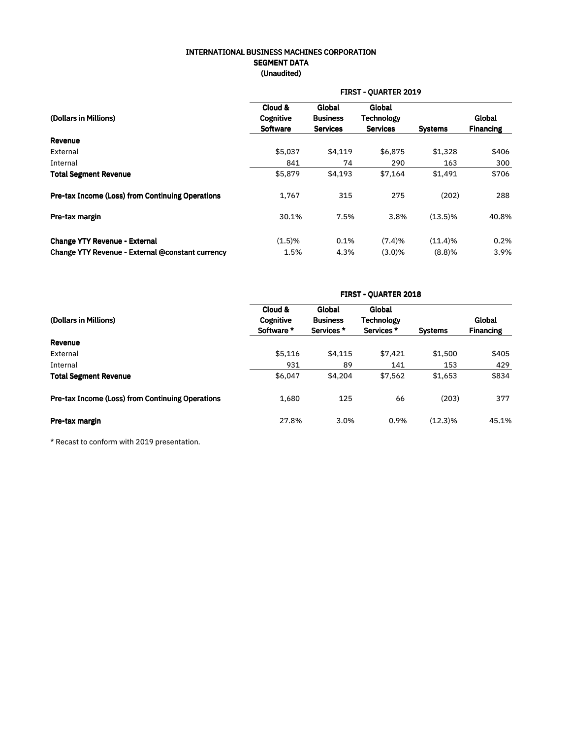# INTERNATIONAL BUSINESS MACHINES CORPORATION
## SEGMENT DATA
### (Unaudited)

| | FIRST - QUARTER 2019 | | | | |
|---|---|---|---|---|---|
| (Dollars in Millions) | Cloud & Cognitive Software | Global Business Services | Global Technology Services | Systems | Global Financing |
| **Revenue** | | | | | |
| External | $5,037 | $4,119 | $6,875 | $1,328 | $406 |
| Internal | 841 | 74 | 290 | 163 | 300 |
| **Total Segment Revenue** | $5,879 | $4,193 | $7,164 | $1,491 | $706 |
| **Pre-tax Income (Loss) from Continuing Operations** | 1,767 | 315 | 275 | (202) | 288 |
| **Pre-tax margin** | 30.1% | 7.5% | 3.8% | (13.5)% | 40.8% |
| **Change YTY Revenue - External** | (1.5)% | 0.1% | (7.4)% | (11.4)% | 0.2% |
| **Change YTY Revenue - External @constant currency** | 1.5% | 4.3% | (3.0)% | (8.8)% | 3.9% |

| | FIRST - QUARTER 2018 | | | | |
|---|---|---|---|---|---|
| (Dollars in Millions) | Cloud & Cognitive Software * | Global Business Services * | Global Technology Services * | Systems | Global Financing |
| **Revenue** | | | | | |
| External | $5,116 | $4,115 | $7,421 | $1,500 | $405 |
| Internal | 931 | 89 | 141 | 153 | 429 |
| **Total Segment Revenue** | $6,047 | $4,204 | $7,562 | $1,653 | $834 |
| **Pre-tax Income (Loss) from Continuing Operations** | 1,680 | 125 | 66 | (203) | 377 |
| **Pre-tax margin** | 27.8% | 3.0% | 0.9% | (12.3)% | 45.1% |

* Recast to conform with 2019 presentation.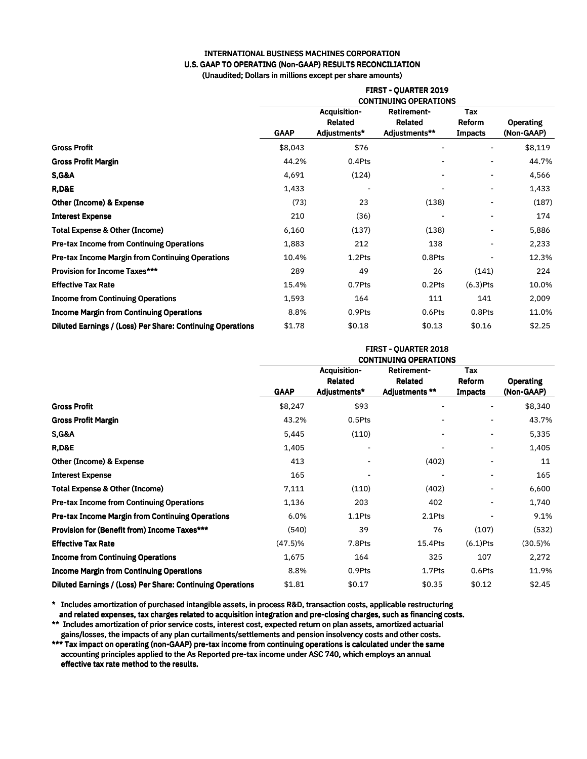**INTERNATIONAL BUSINESS MACHINES CORPORATION**
**U.S. GAAP TO OPERATING (Non-GAAP) RESULTS RECONCILIATION**
**(Unaudited; Dollars in millions except per share amounts)**

| | FIRST - QUARTER 2019 CONTINUING OPERATIONS | | | | |
|---|---|---|---|---|---|
| | GAAP | Acquisition-Related Adjustments* | Retirement-Related Adjustments** | Tax Reform Impacts | Operating (Non-GAAP) |
| **Gross Profit** | $8,043 | $76 | - | - | $8,119 |
| **Gross Profit Margin** | 44.2% | 0.4Pts | - | - | 44.7% |
| **S,G&A** | 4,691 | (124) | - | - | 4,566 |
| **R,D&E** | 1,433 | - | - | - | 1,433 |
| **Other (Income) & Expense** | (73) | 23 | (138) | - | (187) |
| **Interest Expense** | 210 | (36) | - | - | 174 |
| **Total Expense & Other (Income)** | 6,160 | (137) | (138) | - | 5,886 |
| **Pre-tax Income from Continuing Operations** | 1,883 | 212 | 138 | - | 2,233 |
| **Pre-tax Income Margin from Continuing Operations** | 10.4% | 1.2Pts | 0.8Pts | - | 12.3% |
| **Provision for Income Taxes*** ** | 289 | 49 | 26 | (141) | 224 |
| **Effective Tax Rate** | 15.4% | 0.7Pts | 0.2Pts | (6.3)Pts | 10.0% |
| **Income from Continuing Operations** | 1,593 | 164 | 111 | 141 | 2,009 |
| **Income Margin from Continuing Operations** | 8.8% | 0.9Pts | 0.6Pts | 0.8Pts | 11.0% |
| **Diluted Earnings / (Loss) Per Share: Continuing Operations** | $1.78 | $0.18 | $0.13 | $0.16 | $2.25 |

| | FIRST - QUARTER 2018 CONTINUING OPERATIONS | | | | |
|---|---|---|---|---|---|
| | GAAP | Acquisition-Related Adjustments* | Retirement-Related Adjustments ** | Tax Reform Impacts | Operating (Non-GAAP) |
| **Gross Profit** | $8,247 | $93 | - | - | $8,340 |
| **Gross Profit Margin** | 43.2% | 0.5Pts | - | - | 43.7% |
| **S,G&A** | 5,445 | (110) | - | - | 5,335 |
| **R,D&E** | 1,405 | - | - | - | 1,405 |
| **Other (Income) & Expense** | 413 | - | (402) | - | 11 |
| **Interest Expense** | 165 | - | - | - | 165 |
| **Total Expense & Other (Income)** | 7,111 | (110) | (402) | - | 6,600 |
| **Pre-tax Income from Continuing Operations** | 1,136 | 203 | 402 | - | 1,740 |
| **Pre-tax Income Margin from Continuing Operations** | 6.0% | 1.1Pts | 2.1Pts | - | 9.1% |
| **Provision for (Benefit from) Income Taxes*** ** | (540) | 39 | 76 | (107) | (532) |
| **Effective Tax Rate** | (47.5)% | 7.8Pts | 15.4Pts | (6.1)Pts | (30.5)% |
| **Income from Continuing Operations** | 1,675 | 164 | 325 | 107 | 2,272 |
| **Income Margin from Continuing Operations** | 8.8% | 0.9Pts | 1.7Pts | 0.6Pts | 11.9% |
| **Diluted Earnings / (Loss) Per Share: Continuing Operations** | $1.81 | $0.17 | $0.35 | $0.12 | $2.45 |

\* Includes amortization of purchased intangible assets, in process R&D, transaction costs, applicable restructuring and related expenses, tax charges related to acquisition integration and pre-closing charges, such as financing costs.

\*\* Includes amortization of prior service costs, interest cost, expected return on plan assets, amortized actuarial gains/losses, the impacts of any plan curtailments/settlements and pension insolvency costs and other costs.

\*\*\* Tax impact on operating (non-GAAP) pre-tax income from continuing operations is calculated under the same accounting principles applied to the As Reported pre-tax income under ASC 740, which employs an annual effective tax rate method to the results.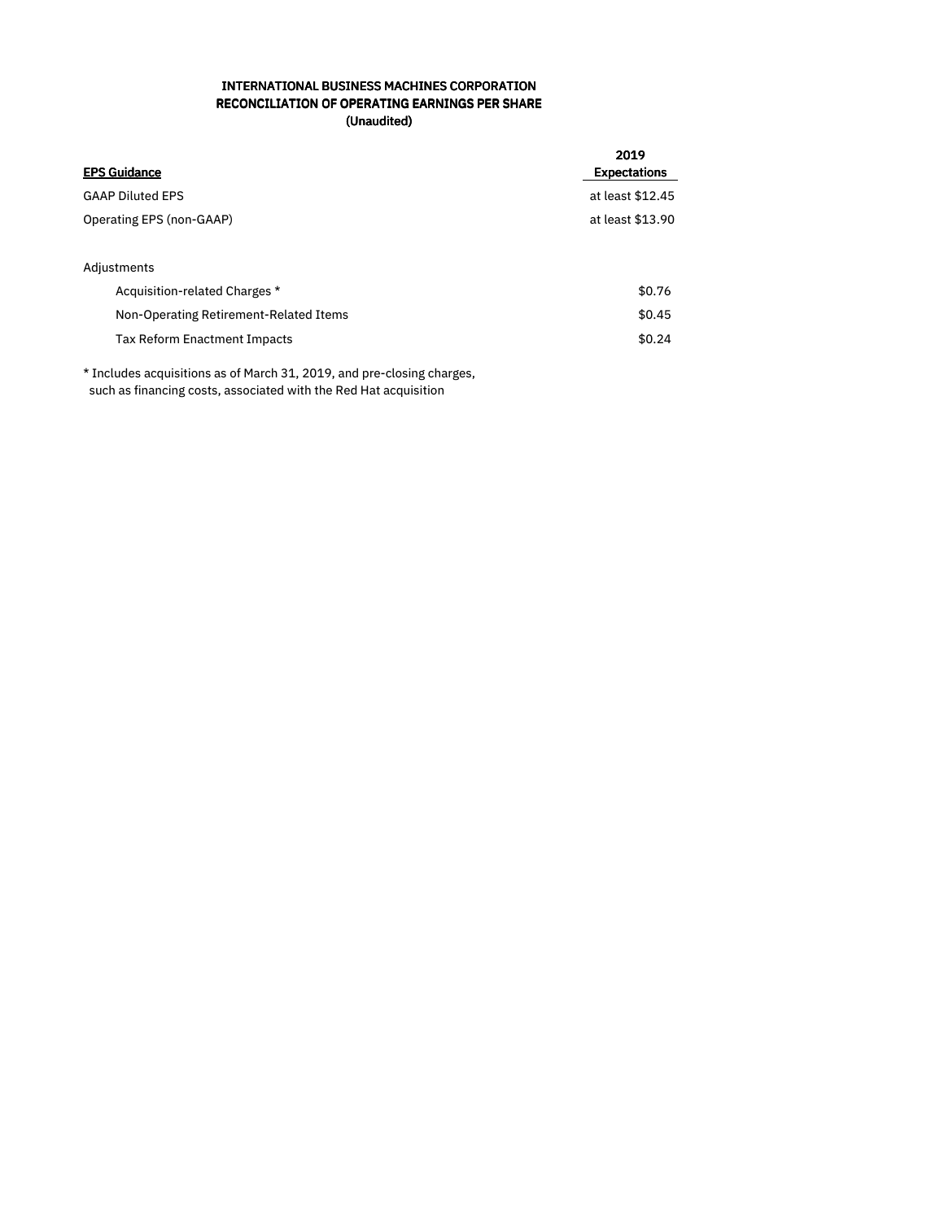**INTERNATIONAL BUSINESS MACHINES CORPORATION**
**RECONCILIATION OF OPERATING EARNINGS PER SHARE**
**(Unaudited)**

| EPS Guidance | 2019 Expectations |
| --- | --- |
| GAAP Diluted EPS | at least $12.45 |
| Operating EPS (non-GAAP) | at least $13.90 |
| | |
| Adjustments | |
| Acquisition-related Charges * | $0.76 |
| Non-Operating Retirement-Related Items | $0.45 |
| Tax Reform Enactment Impacts | $0.24 |

* Includes acquisitions as of March 31, 2019, and pre-closing charges, such as financing costs, associated with the Red Hat acquisition